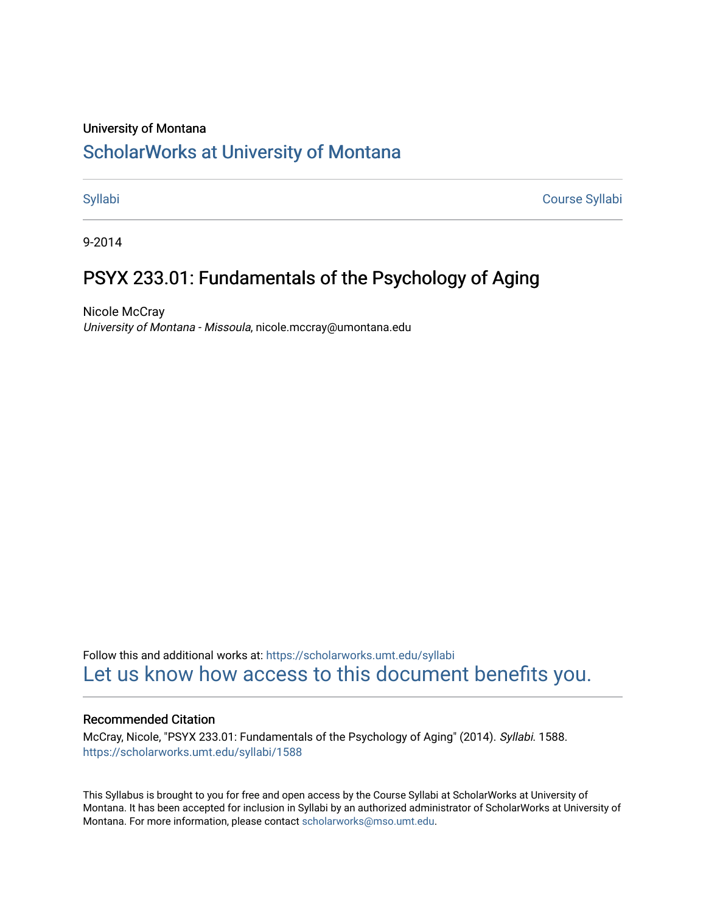University of Montana

# ScholarWorks at University of Montana

Syllabi | Course Syllabi

9-2014

## PSYX 233.01: Fundamentals of the Psychology of Aging

Nicole McCray
*University of Montana - Missoula*, nicole.mccray@umontana.edu

Follow this and additional works at: https://scholarworks.umt.edu/syllabi
Let us know how access to this document benefits you.

### Recommended Citation

McCray, Nicole, "PSYX 233.01: Fundamentals of the Psychology of Aging" (2014). *Syllabi*. 1588.
https://scholarworks.umt.edu/syllabi/1588

This Syllabus is brought to you for free and open access by the Course Syllabi at ScholarWorks at University of Montana. It has been accepted for inclusion in Syllabi by an authorized administrator of ScholarWorks at University of Montana. For more information, please contact scholarworks@mso.umt.edu.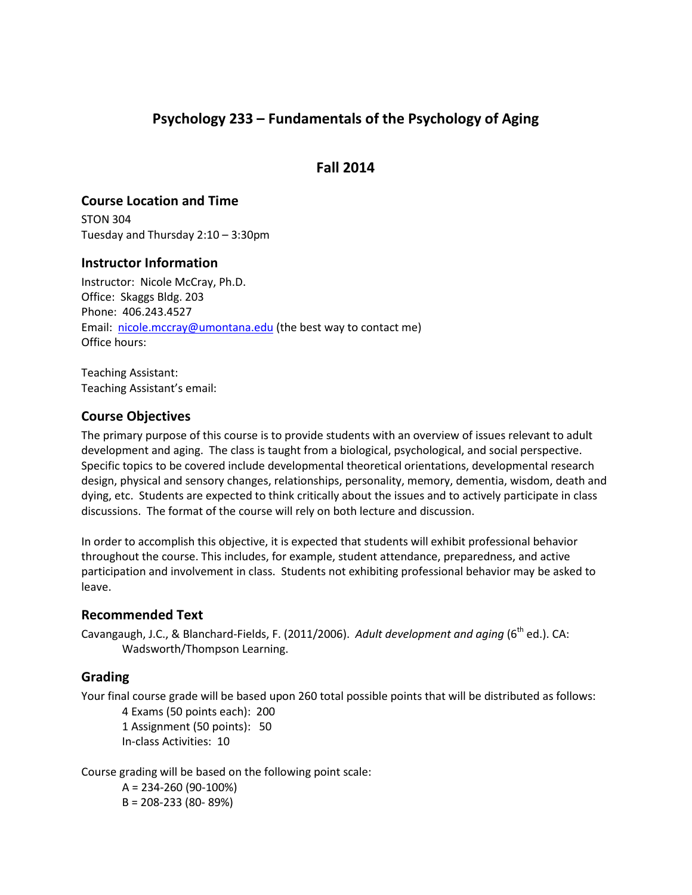# Psychology 233 – Fundamentals of the Psychology of Aging

## Fall 2014

### Course Location and Time

STON 304
Tuesday and Thursday 2:10 – 3:30pm

### Instructor Information

Instructor: Nicole McCray, Ph.D.
Office: Skaggs Bldg. 203
Phone: 406.243.4527
Email: nicole.mccray@umontana.edu (the best way to contact me)
Office hours:

Teaching Assistant:
Teaching Assistant's email:

### Course Objectives

The primary purpose of this course is to provide students with an overview of issues relevant to adult development and aging. The class is taught from a biological, psychological, and social perspective. Specific topics to be covered include developmental theoretical orientations, developmental research design, physical and sensory changes, relationships, personality, memory, dementia, wisdom, death and dying, etc. Students are expected to think critically about the issues and to actively participate in class discussions. The format of the course will rely on both lecture and discussion.

In order to accomplish this objective, it is expected that students will exhibit professional behavior throughout the course. This includes, for example, student attendance, preparedness, and active participation and involvement in class. Students not exhibiting professional behavior may be asked to leave.

### Recommended Text

Cavangaugh, J.C., & Blanchard-Fields, F. (2011/2006). *Adult development and aging* (6th ed.). CA: Wadsworth/Thompson Learning.

### Grading

Your final course grade will be based upon 260 total possible points that will be distributed as follows:

4 Exams (50 points each): 200
1 Assignment (50 points): 50
In-class Activities: 10

Course grading will be based on the following point scale:

A = 234-260 (90-100%)
B = 208-233 (80- 89%)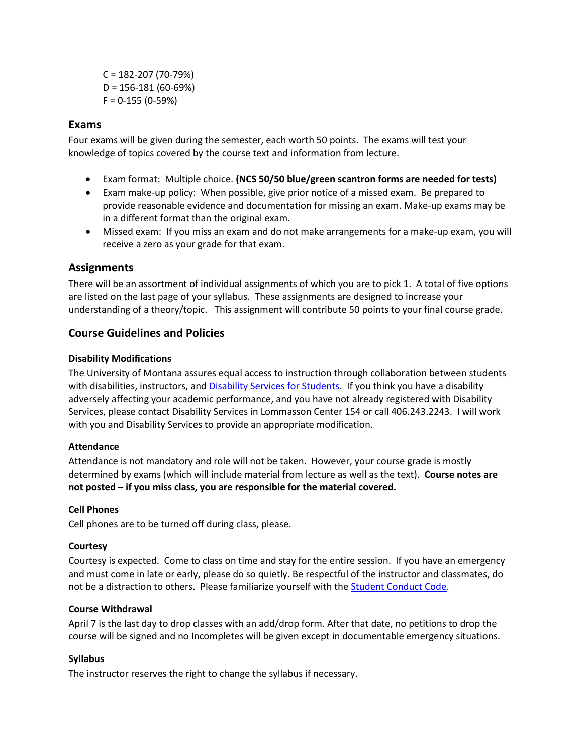C = 182-207 (70-79%)
D = 156-181 (60-69%)
F = 0-155 (0-59%)

## Exams

Four exams will be given during the semester, each worth 50 points. The exams will test your knowledge of topics covered by the course text and information from lecture.

- Exam format: Multiple choice. **(NCS 50/50 blue/green scantron forms are needed for tests)**
- Exam make-up policy: When possible, give prior notice of a missed exam. Be prepared to provide reasonable evidence and documentation for missing an exam. Make-up exams may be in a different format than the original exam.
- Missed exam: If you miss an exam and do not make arrangements for a make-up exam, you will receive a zero as your grade for that exam.

## Assignments

There will be an assortment of individual assignments of which you are to pick 1. A total of five options are listed on the last page of your syllabus. These assignments are designed to increase your understanding of a theory/topic. This assignment will contribute 50 points to your final course grade.

## Course Guidelines and Policies

### Disability Modifications

The University of Montana assures equal access to instruction through collaboration between students with disabilities, instructors, and Disability Services for Students. If you think you have a disability adversely affecting your academic performance, and you have not already registered with Disability Services, please contact Disability Services in Lommasson Center 154 or call 406.243.2243. I will work with you and Disability Services to provide an appropriate modification.

### Attendance

Attendance is not mandatory and role will not be taken. However, your course grade is mostly determined by exams (which will include material from lecture as well as the text). **Course notes are not posted – if you miss class, you are responsible for the material covered.**

### Cell Phones

Cell phones are to be turned off during class, please.

### Courtesy

Courtesy is expected. Come to class on time and stay for the entire session. If you have an emergency and must come in late or early, please do so quietly. Be respectful of the instructor and classmates, do not be a distraction to others. Please familiarize yourself with the Student Conduct Code.

### Course Withdrawal

April 7 is the last day to drop classes with an add/drop form. After that date, no petitions to drop the course will be signed and no Incompletes will be given except in documentable emergency situations.

### Syllabus

The instructor reserves the right to change the syllabus if necessary.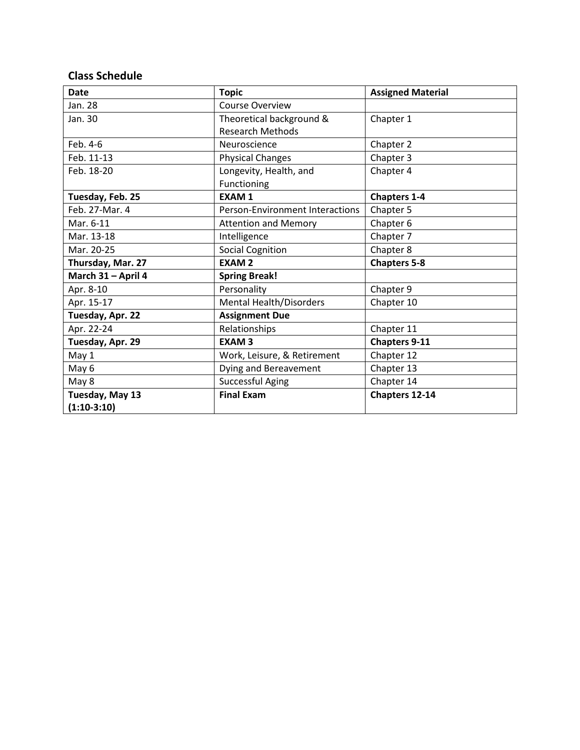## Class Schedule

| **Date** | **Topic** | **Assigned Material** |
|---|---|---|
| Jan. 28 | Course Overview | |
| Jan. 30 | Theoretical background & Research Methods | Chapter 1 |
| Feb. 4-6 | Neuroscience | Chapter 2 |
| Feb. 11-13 | Physical Changes | Chapter 3 |
| Feb. 18-20 | Longevity, Health, and Functioning | Chapter 4 |
| **Tuesday, Feb. 25** | **EXAM 1** | **Chapters 1-4** |
| Feb. 27-Mar. 4 | Person-Environment Interactions | Chapter 5 |
| Mar. 6-11 | Attention and Memory | Chapter 6 |
| Mar. 13-18 | Intelligence | Chapter 7 |
| Mar. 20-25 | Social Cognition | Chapter 8 |
| **Thursday, Mar. 27** | **EXAM 2** | **Chapters 5-8** |
| **March 31 – April 4** | **Spring Break!** | |
| Apr. 8-10 | Personality | Chapter 9 |
| Apr. 15-17 | Mental Health/Disorders | Chapter 10 |
| **Tuesday, Apr. 22** | **Assignment Due** | |
| Apr. 22-24 | Relationships | Chapter 11 |
| **Tuesday, Apr. 29** | **EXAM 3** | **Chapters 9-11** |
| May 1 | Work, Leisure, & Retirement | Chapter 12 |
| May 6 | Dying and Bereavement | Chapter 13 |
| May 8 | Successful Aging | Chapter 14 |
| **Tuesday, May 13 (1:10-3:10)** | **Final Exam** | **Chapters 12-14** |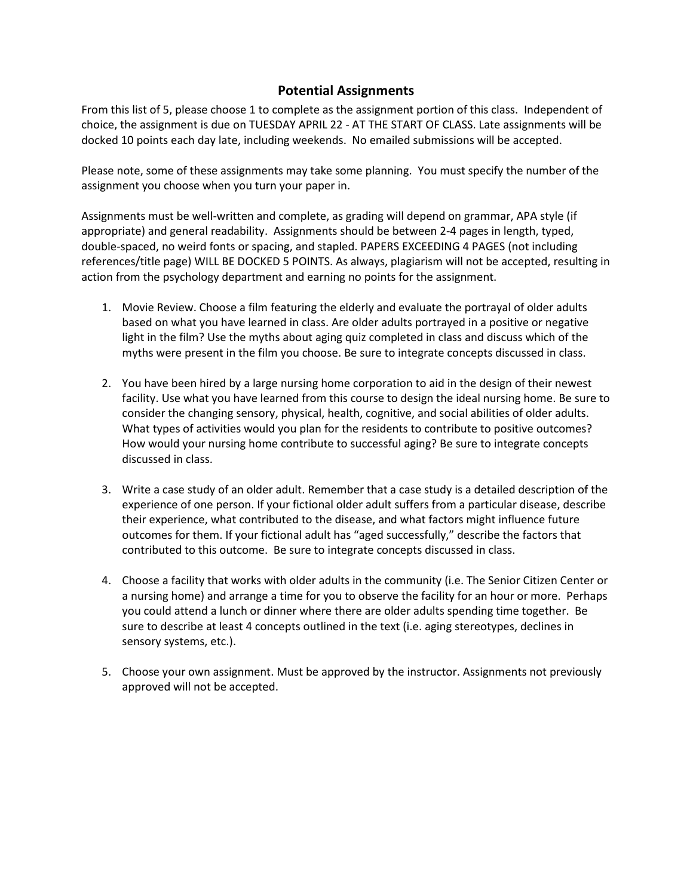## Potential Assignments

From this list of 5, please choose 1 to complete as the assignment portion of this class. Independent of choice, the assignment is due on TUESDAY APRIL 22 - AT THE START OF CLASS. Late assignments will be docked 10 points each day late, including weekends. No emailed submissions will be accepted.

Please note, some of these assignments may take some planning. You must specify the number of the assignment you choose when you turn your paper in.

Assignments must be well-written and complete, as grading will depend on grammar, APA style (if appropriate) and general readability. Assignments should be between 2-4 pages in length, typed, double-spaced, no weird fonts or spacing, and stapled. PAPERS EXCEEDING 4 PAGES (not including references/title page) WILL BE DOCKED 5 POINTS. As always, plagiarism will not be accepted, resulting in action from the psychology department and earning no points for the assignment.

1. Movie Review. Choose a film featuring the elderly and evaluate the portrayal of older adults based on what you have learned in class. Are older adults portrayed in a positive or negative light in the film? Use the myths about aging quiz completed in class and discuss which of the myths were present in the film you choose. Be sure to integrate concepts discussed in class.

2. You have been hired by a large nursing home corporation to aid in the design of their newest facility. Use what you have learned from this course to design the ideal nursing home. Be sure to consider the changing sensory, physical, health, cognitive, and social abilities of older adults. What types of activities would you plan for the residents to contribute to positive outcomes? How would your nursing home contribute to successful aging? Be sure to integrate concepts discussed in class.

3. Write a case study of an older adult. Remember that a case study is a detailed description of the experience of one person. If your fictional older adult suffers from a particular disease, describe their experience, what contributed to the disease, and what factors might influence future outcomes for them. If your fictional adult has "aged successfully," describe the factors that contributed to this outcome. Be sure to integrate concepts discussed in class.

4. Choose a facility that works with older adults in the community (i.e. The Senior Citizen Center or a nursing home) and arrange a time for you to observe the facility for an hour or more. Perhaps you could attend a lunch or dinner where there are older adults spending time together. Be sure to describe at least 4 concepts outlined in the text (i.e. aging stereotypes, declines in sensory systems, etc.).

5. Choose your own assignment. Must be approved by the instructor. Assignments not previously approved will not be accepted.